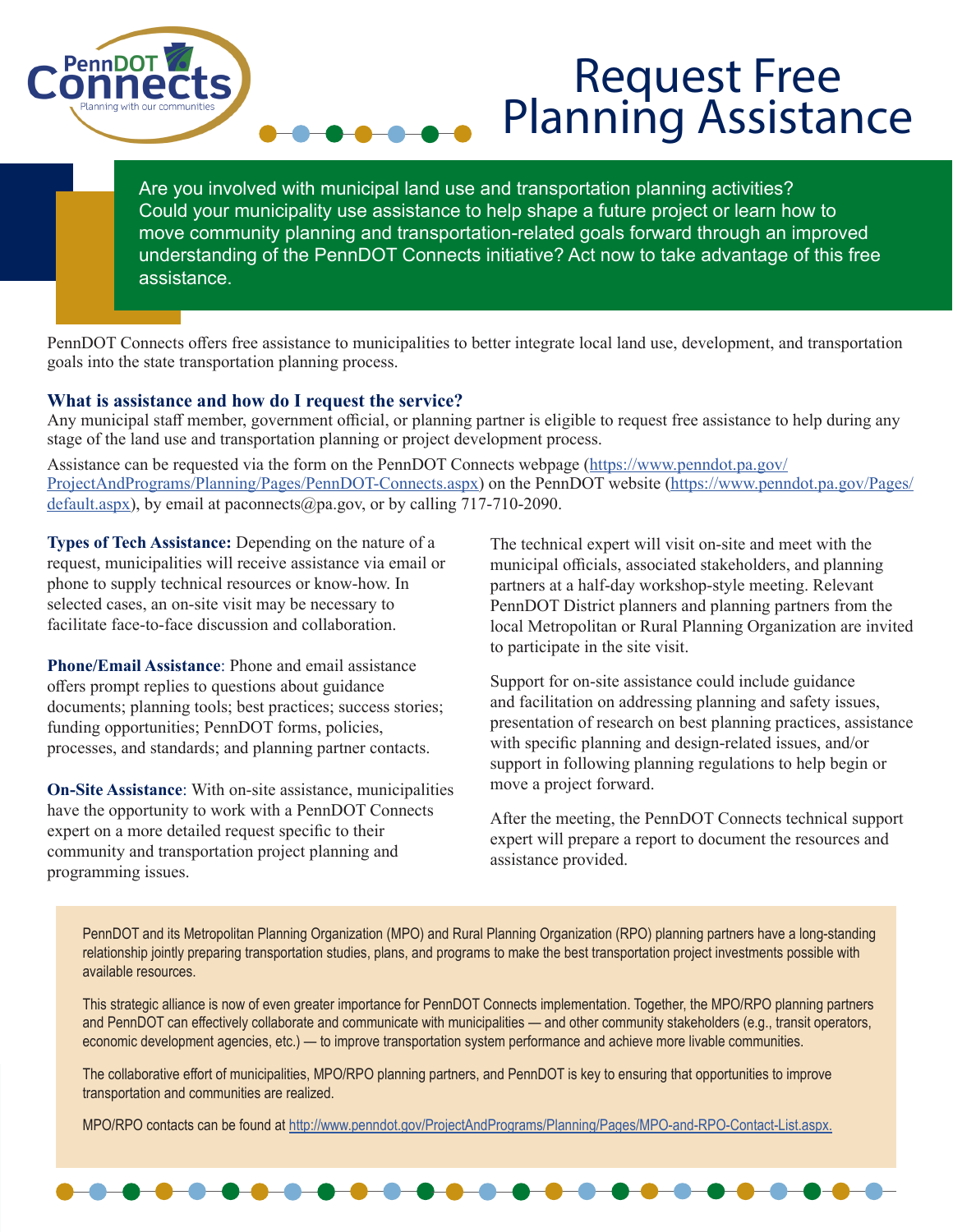PennDOT Connects
Planning with our communities

# Request Free Planning Assistance

Are you involved with municipal land use and transportation planning activities? Could your municipality use assistance to help shape a future project or learn how to move community planning and transportation-related goals forward through an improved understanding of the PennDOT Connects initiative? Act now to take advantage of this free assistance.

PennDOT Connects offers free assistance to municipalities to better integrate local land use, development, and transportation goals into the state transportation planning process.

### What is assistance and how do I request the service?

Any municipal staff member, government official, or planning partner is eligible to request free assistance to help during any stage of the land use and transportation planning or project development process.

Assistance can be requested via the form on the PennDOT Connects webpage (https://www.penndot.pa.gov/ProjectAndPrograms/Planning/Pages/PennDOT-Connects.aspx) on the PennDOT website (https://www.penndot.pa.gov/Pages/default.aspx), by email at paconnects@pa.gov, or by calling 717-710-2090.

**Types of Tech Assistance:** Depending on the nature of a request, municipalities will receive assistance via email or phone to supply technical resources or know-how. In selected cases, an on-site visit may be necessary to facilitate face-to-face discussion and collaboration.

**Phone/Email Assistance**: Phone and email assistance offers prompt replies to questions about guidance documents; planning tools; best practices; success stories; funding opportunities; PennDOT forms, policies, processes, and standards; and planning partner contacts.

**On-Site Assistance**: With on-site assistance, municipalities have the opportunity to work with a PennDOT Connects expert on a more detailed request specific to their community and transportation project planning and programming issues.

The technical expert will visit on-site and meet with the municipal officials, associated stakeholders, and planning partners at a half-day workshop-style meeting. Relevant PennDOT District planners and planning partners from the local Metropolitan or Rural Planning Organization are invited to participate in the site visit.

Support for on-site assistance could include guidance and facilitation on addressing planning and safety issues, presentation of research on best planning practices, assistance with specific planning and design-related issues, and/or support in following planning regulations to help begin or move a project forward.

After the meeting, the PennDOT Connects technical support expert will prepare a report to document the resources and assistance provided.

PennDOT and its Metropolitan Planning Organization (MPO) and Rural Planning Organization (RPO) planning partners have a long-standing relationship jointly preparing transportation studies, plans, and programs to make the best transportation project investments possible with available resources.

This strategic alliance is now of even greater importance for PennDOT Connects implementation. Together, the MPO/RPO planning partners and PennDOT can effectively collaborate and communicate with municipalities — and other community stakeholders (e.g., transit operators, economic development agencies, etc.) — to improve transportation system performance and achieve more livable communities.

The collaborative effort of municipalities, MPO/RPO planning partners, and PennDOT is key to ensuring that opportunities to improve transportation and communities are realized.

MPO/RPO contacts can be found at http://www.penndot.gov/ProjectAndPrograms/Planning/Pages/MPO-and-RPO-Contact-List.aspx.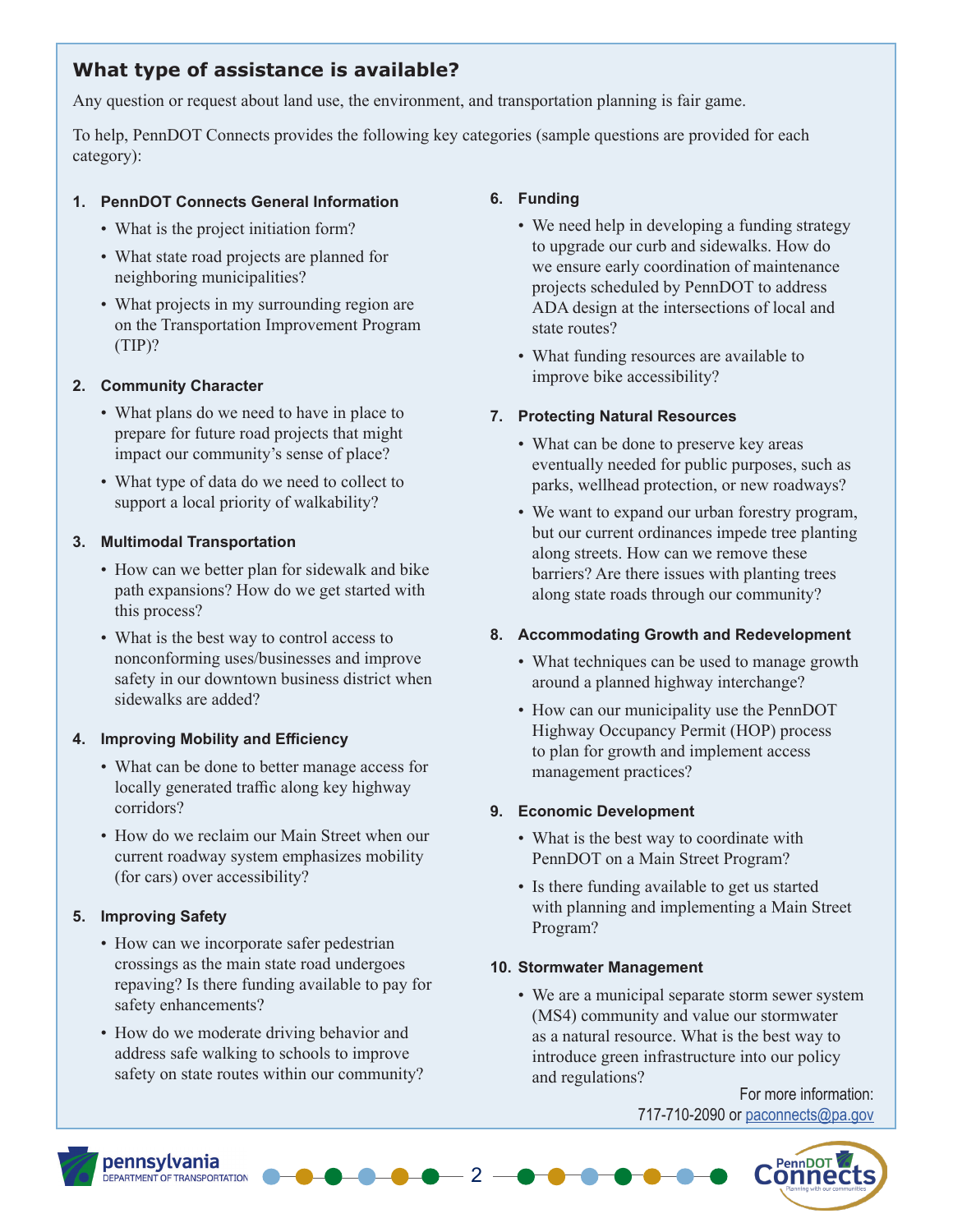## What type of assistance is available?

Any question or request about land use, the environment, and transportation planning is fair game.

To help, PennDOT Connects provides the following key categories (sample questions are provided for each category):

1. **PennDOT Connects General Information**
   - What is the project initiation form?
   - What state road projects are planned for neighboring municipalities?
   - What projects in my surrounding region are on the Transportation Improvement Program (TIP)?

2. **Community Character**
   - What plans do we need to have in place to prepare for future road projects that might impact our community's sense of place?
   - What type of data do we need to collect to support a local priority of walkability?

3. **Multimodal Transportation**
   - How can we better plan for sidewalk and bike path expansions? How do we get started with this process?
   - What is the best way to control access to nonconforming uses/businesses and improve safety in our downtown business district when sidewalks are added?

4. **Improving Mobility and Efficiency**
   - What can be done to better manage access for locally generated traffic along key highway corridors?
   - How do we reclaim our Main Street when our current roadway system emphasizes mobility (for cars) over accessibility?

5. **Improving Safety**
   - How can we incorporate safer pedestrian crossings as the main state road undergoes repaving? Is there funding available to pay for safety enhancements?
   - How do we moderate driving behavior and address safe walking to schools to improve safety on state routes within our community?

6. **Funding**
   - We need help in developing a funding strategy to upgrade our curb and sidewalks. How do we ensure early coordination of maintenance projects scheduled by PennDOT to address ADA design at the intersections of local and state routes?
   - What funding resources are available to improve bike accessibility?

7. **Protecting Natural Resources**
   - What can be done to preserve key areas eventually needed for public purposes, such as parks, wellhead protection, or new roadways?
   - We want to expand our urban forestry program, but our current ordinances impede tree planting along streets. How can we remove these barriers? Are there issues with planting trees along state roads through our community?

8. **Accommodating Growth and Redevelopment**
   - What techniques can be used to manage growth around a planned highway interchange?
   - How can our municipality use the PennDOT Highway Occupancy Permit (HOP) process to plan for growth and implement access management practices?

9. **Economic Development**
   - What is the best way to coordinate with PennDOT on a Main Street Program?
   - Is there funding available to get us started with planning and implementing a Main Street Program?

10. **Stormwater Management**
    - We are a municipal separate storm sewer system (MS4) community and value our stormwater as a natural resource. What is the best way to introduce green infrastructure into our policy and regulations?

For more information:
717-710-2090 or paconnects@pa.gov